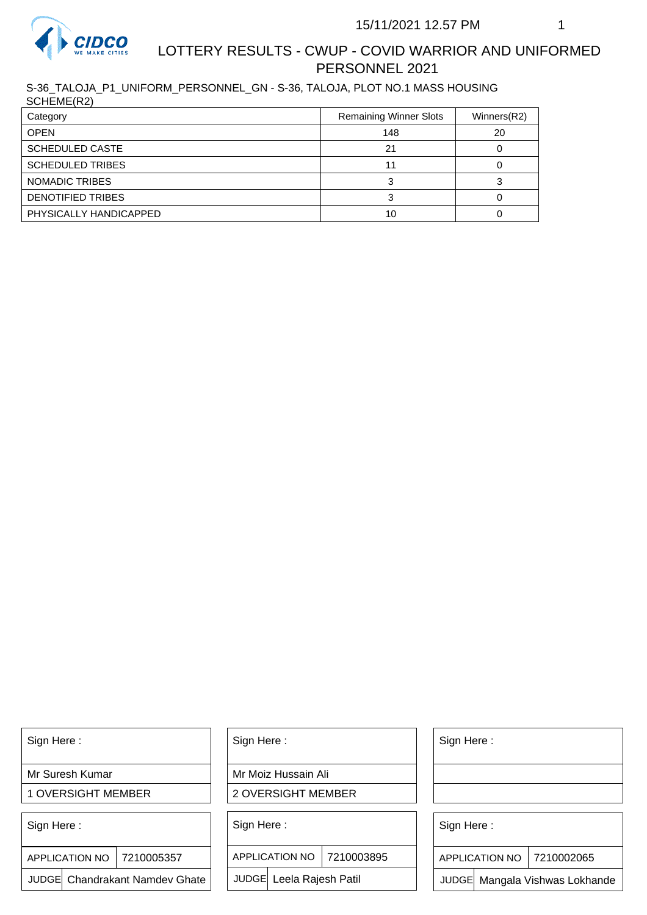15/11/2021 12.57 PM

# LOTTERY RESULTS - CWUP - COVID WARRIOR AND UNIFORMED PERSONNEL 2021

S-36_TALOJA_P1_UNIFORM_PERSONNEL_GN - S-36, TALOJA, PLOT NO.1 MASS HOUSING SCHEME(R2)

| Category | Remaining Winner Slots | Winners(R2) |
|---|---|---|
| OPEN | 148 | 20 |
| SCHEDULED CASTE | 21 | 0 |
| SCHEDULED TRIBES | 11 | 0 |
| NOMADIC TRIBES | 3 | 3 |
| DENOTIFIED TRIBES | 3 | 0 |
| PHYSICALLY HANDICAPPED | 10 | 0 |

| Sign Here : | Sign Here : | Sign Here : |
|---|---|---|
| Mr Suresh Kumar | Mr Moiz Hussain Ali | |
| 1 OVERSIGHT MEMBER | 2 OVERSIGHT MEMBER | |

| Sign Here : | Sign Here : | Sign Here : |
|---|---|---|
| APPLICATION NO 7210005357 | APPLICATION NO 7210003895 | APPLICATION NO 7210002065 |
| JUDGE Chandrakant Namdev Ghate | JUDGE Leela Rajesh Patil | JUDGE Mangala Vishwas Lokhande |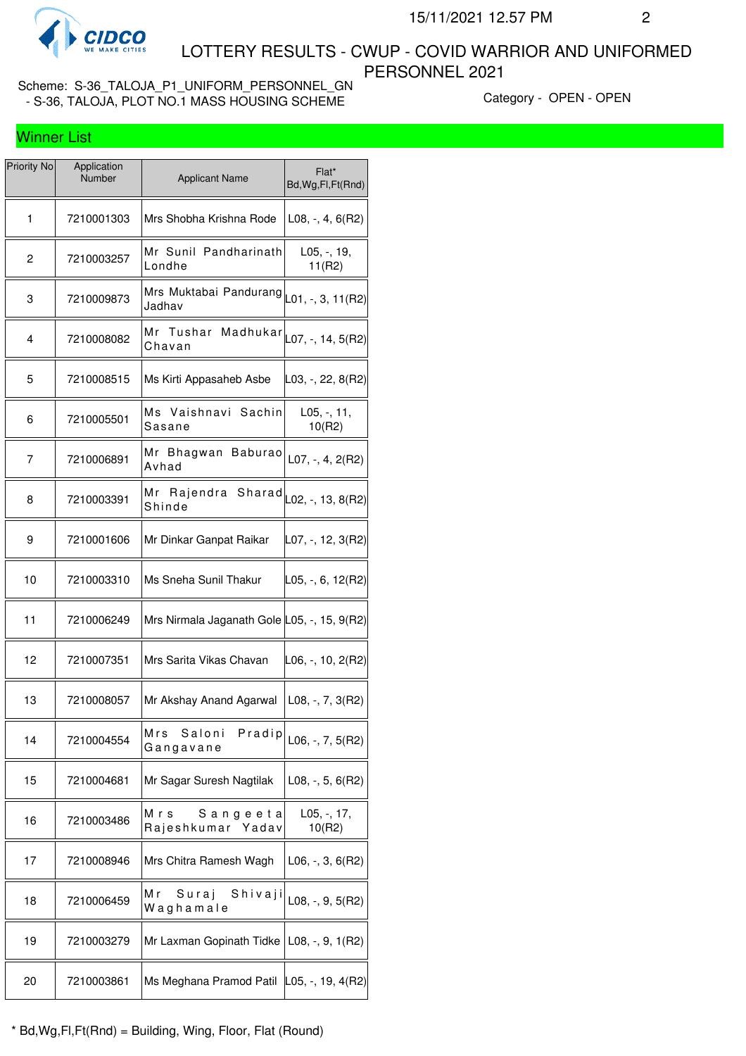CIDCO WE MAKE CITIES

# LOTTERY RESULTS - CWUP - COVID WARRIOR AND UNIFORMED PERSONNEL 2021

Scheme: S-36_TALOJA_P1_UNIFORM_PERSONNEL_GN - S-36, TALOJA, PLOT NO.1 MASS HOUSING SCHEME

Category - OPEN - OPEN

## Winner List

| Priority No | Application Number | Applicant Name | Flat* Bd,Wg,Fl,Ft(Rnd) |
|---|---|---|---|
| 1 | 7210001303 | Mrs Shobha Krishna Rode | L08, -, 4, 6(R2) |
| 2 | 7210003257 | Mr Sunil Pandharinath Londhe | L05, -, 19, 11(R2) |
| 3 | 7210009873 | Mrs Muktabai Pandurang Jadhav | L01, -, 3, 11(R2) |
| 4 | 7210008082 | Mr Tushar Madhukar Chavan | L07, -, 14, 5(R2) |
| 5 | 7210008515 | Ms Kirti Appasaheb Asbe | L03, -, 22, 8(R2) |
| 6 | 7210005501 | Ms Vaishnavi Sachin Sasane | L05, -, 11, 10(R2) |
| 7 | 7210006891 | Mr Bhagwan Baburao Avhad | L07, -, 4, 2(R2) |
| 8 | 7210003391 | Mr Rajendra Sharad Shinde | L02, -, 13, 8(R2) |
| 9 | 7210001606 | Mr Dinkar Ganpat Raikar | L07, -, 12, 3(R2) |
| 10 | 7210003310 | Ms Sneha Sunil Thakur | L05, -, 6, 12(R2) |
| 11 | 7210006249 | Mrs Nirmala Jaganath Gole | L05, -, 15, 9(R2) |
| 12 | 7210007351 | Mrs Sarita Vikas Chavan | L06, -, 10, 2(R2) |
| 13 | 7210008057 | Mr Akshay Anand Agarwal | L08, -, 7, 3(R2) |
| 14 | 7210004554 | Mrs Saloni Pradip Gangavane | L06, -, 7, 5(R2) |
| 15 | 7210004681 | Mr Sagar Suresh Nagtilak | L08, -, 5, 6(R2) |
| 16 | 7210003486 | Mrs Sangeeta Rajeshkumar Yadav | L05, -, 17, 10(R2) |
| 17 | 7210008946 | Mrs Chitra Ramesh Wagh | L06, -, 3, 6(R2) |
| 18 | 7210006459 | Mr Suraj Shivaji Waghamale | L08, -, 9, 5(R2) |
| 19 | 7210003279 | Mr Laxman Gopinath Tidke | L08, -, 9, 1(R2) |
| 20 | 7210003861 | Ms Meghana Pramod Patil | L05, -, 19, 4(R2) |

* Bd,Wg,Fl,Ft(Rnd) = Building, Wing, Floor, Flat (Round)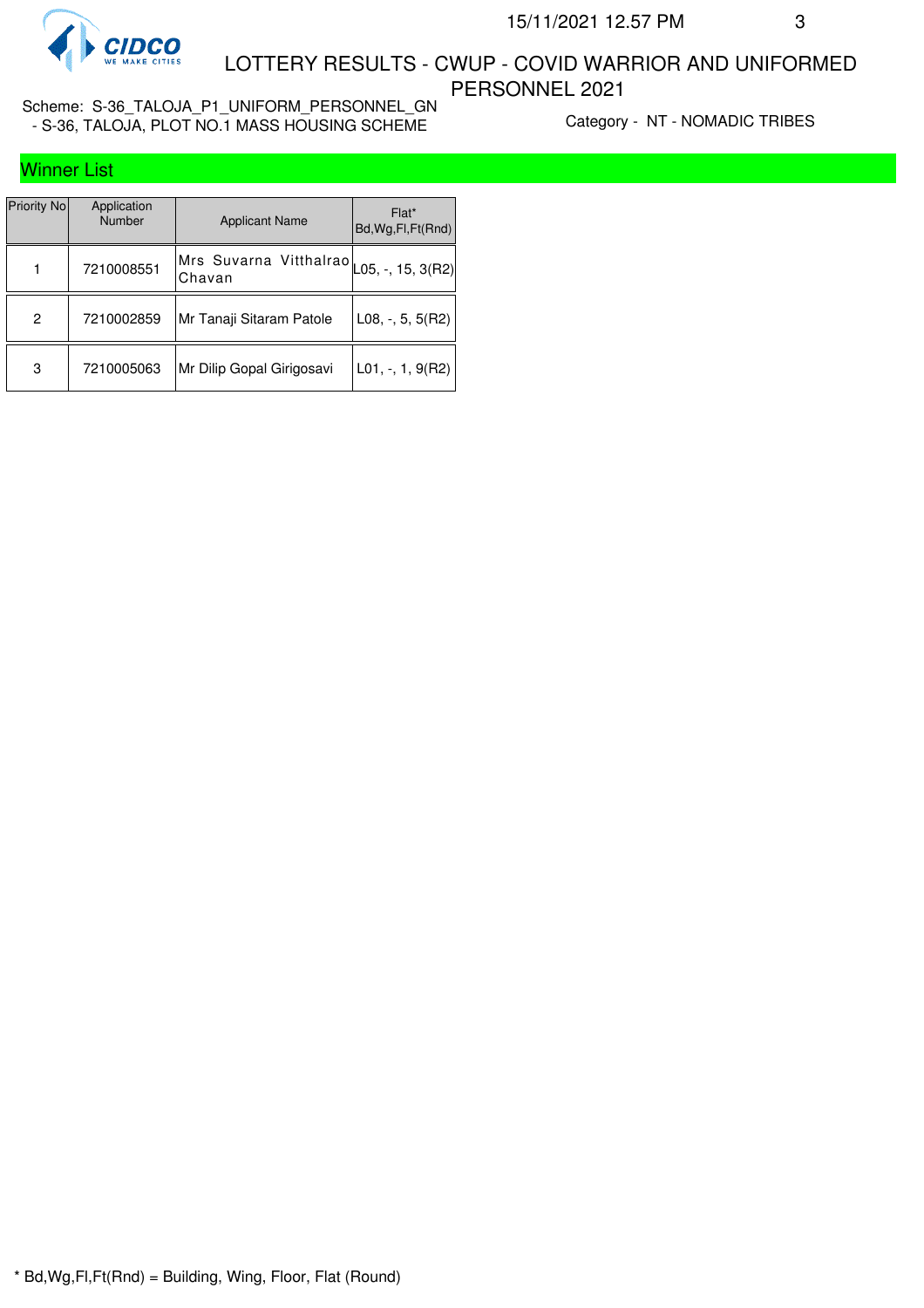# LOTTERY RESULTS - CWUP - COVID WARRIOR AND UNIFORMED PERSONNEL 2021

Scheme: S-36_TALOJA_P1_UNIFORM_PERSONNEL_GN - S-36, TALOJA, PLOT NO.1 MASS HOUSING SCHEME

Category - NT - NOMADIC TRIBES

## Winner List

| Priority No | Application Number | Applicant Name | Flat* Bd,Wg,Fl,Ft(Rnd) |
|---|---|---|---|
| 1 | 7210008551 | Mrs Suvarna Vitthalrao Chavan | L05, -, 15, 3(R2) |
| 2 | 7210002859 | Mr Tanaji Sitaram Patole | L08, -, 5, 5(R2) |
| 3 | 7210005063 | Mr Dilip Gopal Girigosavi | L01, -, 1, 9(R2) |

* Bd,Wg,Fl,Ft(Rnd) = Building, Wing, Floor, Flat (Round)